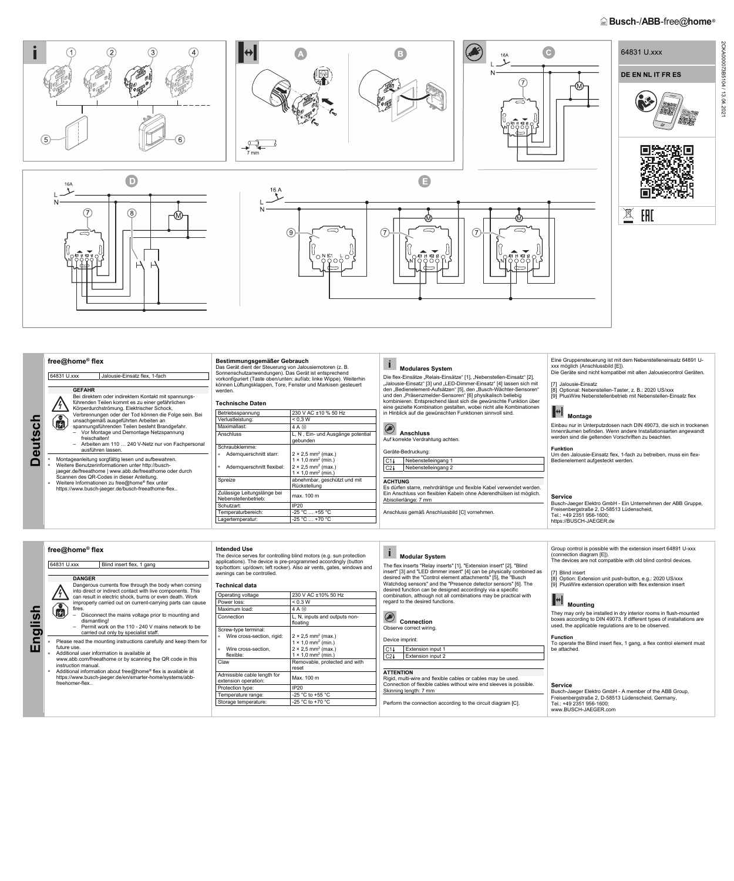Busch-/ABB-free@home®

64831 U.xxx

DE EN NL IT FR ES

2CKA000073B5104 / 13.04.2021

# Deutsch

## free@home® flex

| 64831 U.xxx | Jalousie-Einsatz flex, 1-fach |
|---|---|

**GEFAHR**

Bei direktem oder indirektem Kontakt mit spannungsführenden Teilen kommt es zu einer gefährlichen Körperdurchströmung. Elektrischer Schock, Verbrennungen oder der Tod können die Folge sein. Bei unsachgemäß ausgeführten Arbeiten an spannungsführenden Teilen besteht Brandgefahr.
- Vor Montage und Demontage Netzspannung freischalten!
- Arbeiten am 110 … 240 V-Netz nur von Fachpersonal ausführen lassen.

- Montageanleitung sorgfältig lesen und aufbewahren.
- Weitere Benutzerinformationen unter http://busch-jaeger.de/freeathome | www.abb.de/freeathome oder durch Scannen des QR-Codes in dieser Anleitung.
- Weitere Informationen zu free@home® flex unter https://www.busch-jaeger.de/busch-freeathome-flex..

### Bestimmungsgemäßer Gebrauch

Das Gerät dient der Steuerung von Jalousiemotoren (z. B. Sonnenschutzanwendungen). Das Gerät ist entsprechend vorkonfiguriert (Taste oben/unten: auf/ab; linke Wippe). Weiterhin können Lüftungsklappen, Tore, Fenster und Markisen gesteuert werden.

### Technische Daten

| | |
|---|---|
| Betriebsspannung | 230 V AC ±10 % 50 Hz |
| Verlustleistung: | < 0,3 W |
| Maximallast: | 4 A |
| Anschluss | L, N , Ein- und Ausgänge potential gebunden |
| Schraubklemme: | |
| ▪ Aderquerschnitt starr: | 2 × 2,5 mm² (max.) 1 × 1,0 mm² (min.) |
| ▪ Aderquerschnitt flexibel: | 2 × 2,5 mm² (max.) 1 × 1,0 mm² (min.) |
| Spreize | abnehmbar, geschützt und mit Rückstellung |
| Zulässige Leitungslänge bei Nebenstellenbetrieb: | max. 100 m |
| Schutzart: | IP20 |
| Temperaturbereich: | -25 °C … +55 °C |
| Lagertemperatur: | -25 °C … +70 °C |

### Modulares System

Die flex-Einsätze „Relais-Einsätze" [1], „Nebenstellen-Einsatz" [2], „Jalousie-Einsatz" [3] und „LED-Dimmer-Einsatz" [4] lassen sich mit den „Bedienelement-Aufsätzen" [5], den „Busch-Wächter-Sensoren" und den „Präsenzmelder-Sensoren" [6] physikalisch beliebig kombinieren. Entsprechend lässt sich die gewünschte Funktion über eine gezielte Kombination gestalten, wobei nicht alle Kombinationen in Hinblick auf die gewünschten Funktionen sinnvoll sind.

### Anschluss

Auf korrekte Verdrahtung achten.

Geräte-Bedruckung:

| | |
|---|---|
| C1↓ | Nebenstelleingang 1 |
| C2↓ | Nebenstelleingang 2 |

**ACHTUNG**

Es dürfen starre, mehrdrähtige und flexible Kabel verwendet werden. Ein Anschluss von flexiblen Kabeln ohne Aderendhülsen ist möglich. Abisolierlänge: 7 mm

Anschluss gemäß Anschlussbild [C] vornehmen.

Eine Gruppensteuerung ist mit dem Nebenstelleneinsatz 64891 U-xxx möglich (Anschlussbild [E]).
Die Geräte sind nicht kompatibel mit alten Jalousiecontrol Geräten.

[7] Jalousie-Einsatz
[8] Optional: Nebenstellen-Taster, z. B.: 2020 US/xxx
[9] PlusWire Nebenstellenbetrieb mit Nebenstellen-Einsatz flex

### Montage

Einbau nur in Unterputzdosen nach DIN 49073, die sich in trockenen Innenräumen befinden. Wenn andere Installationsarten angewandt werden sind die geltenden Vorschriften zu beachten.

**Funktion**

Um den Jalousie-Einsatz flex, 1-fach zu betreiben, muss ein flex-Bedienelement aufgesteckt werden.

### Service

Busch-Jaeger Elektro GmbH - Ein Unternehmen der ABB Gruppe, Freisenbergstraße 2, D-58513 Lüdenscheid,
Tel.: +49 2351 956-1600;
https://BUSCH-JAEGER.de

# English

## free@home® flex

| 64831 U.xxx | Blind insert flex, 1 gang |
|---|---|

**DANGER**

Dangerous currents flow through the body when coming into direct or indirect contact with live components. This can result in electric shock, burns or even death. Work improperly carried out on current-carrying parts can cause fires.
- Disconnect the mains voltage prior to mounting and dismantling!
- Permit work on the 110 - 240 V mains network to be carried out only by specialist staff.

- Please read the mounting instructions carefully and keep them for future use.
- Additional user information is available at www.abb.com/freeathome or by scanning the QR code in this instruction manual.
- Additional information about free@home® flex is available at https://www.busch-jaeger.de/en/smarter-home/systems/abb-freehomer-flex..

### Intended Use

The device serves for controlling blind motors (e.g. sun protection applications). The device is pre-programmed accordingly (button top/bottom: up/down; left rocker). Also air vents, gates, windows and awnings can be controlled.

### Technical data

| | |
|---|---|
| Operating voltage | 230 V AC ±10% 50 Hz |
| Power loss: | < 0.3 W |
| Maximum load: | 4 A |
| Connection | L, N, inputs and outputs non-floating |
| Screw-type terminal: | |
| ▪ Wire cross-section, rigid: | 2 × 2,5 mm² (max.) 1 × 1,0 mm² (min.) |
| ▪ Wire cross-section, flexible: | 2 × 2,5 mm² (max.) 1 × 1,0 mm² (min.) |
| Claw | Removable, protected and with reset |
| Admissible cable length for extension operation: | Max. 100 m |
| Protection type: | IP20 |
| Temperature range: | -25 °C to +55 °C |
| Storage temperature: | -25 °C to +70 °C |

### Modular System

The flex inserts "Relay inserts" [1], "Extension insert" [2], "Blind insert" [3] and "LED dimmer insert" [4] can be physically combined as desired with the "Control element attachments" [5], the "Busch Watchdog sensors" and the "Presence detector sensors" [6]. The desired function can be designed accordingly via a specific combination, although not all combinations may be practical with regard to the desired functions.

### Connection

Observe correct wiring.

Device imprint:

| | |
|---|---|
| C1↓ | Extension input 1 |
| C2↓ | Extension input 2 |

**ATTENTION**

Rigid, multi-wire and flexible cables or cables may be used. Connection of flexible cables without wire end sleeves is possible. Skinning length: 7 mm

Perform the connection according to the circuit diagram [C].

Group control is possible with the extension insert 64891 U-xxx (connection diagram [E]).
The devices are not compatible with old blind control devices.

[7] Blind insert
[8] Option: Extension unit push-button, e.g.: 2020 US/xxx
[9] PlusWire extension operation with flex extension insert

### Mounting

They may only be installed in dry interior rooms in flush-mounted boxes according to DIN 49073. If different types of installations are used, the applicable regulations are to be observed.

**Function**

To operate the Blind insert flex, 1 gang, a flex control element must be attached.

### Service

Busch-Jaeger Elektro GmbH - A member of the ABB Group, Freisenbergstraße 2, D-58513 Lüdenscheid, Germany,
Tel.: +49 2351 956-1600;
www.BUSCH-JAEGER.com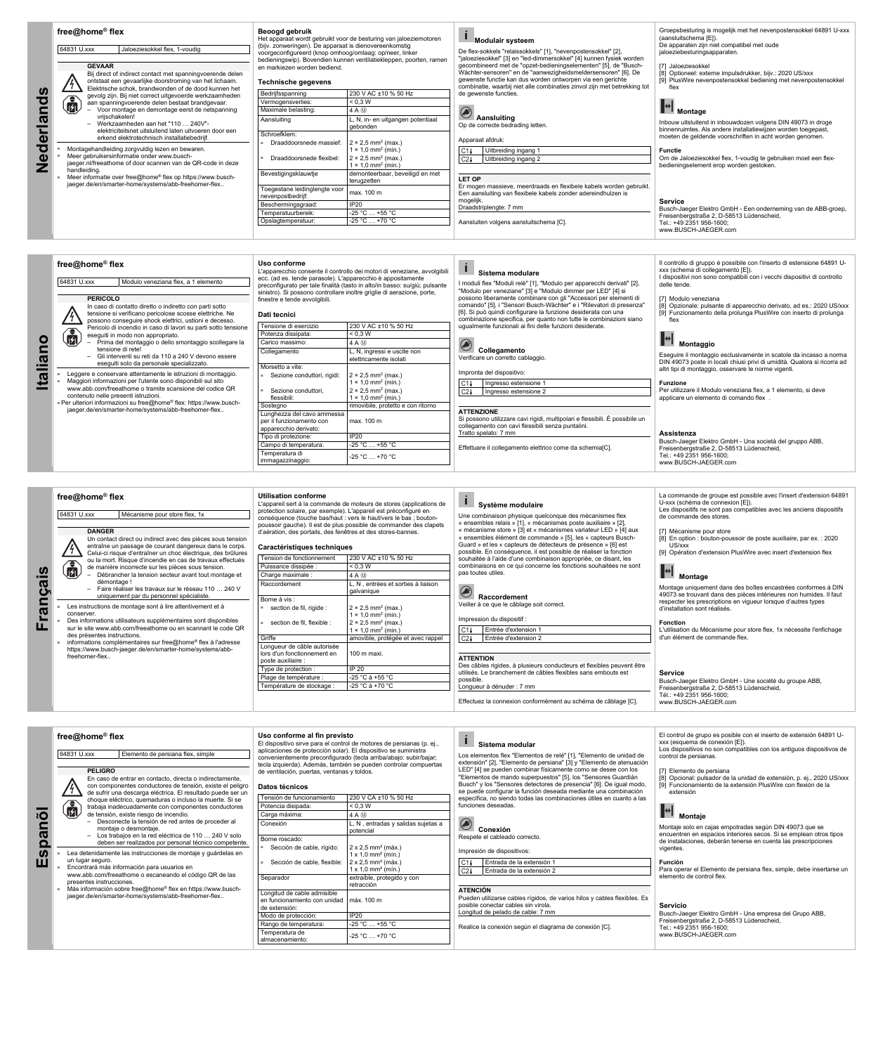# Nederlands

## free@home® flex

| | |
|---|---|
| 64831 U.xxx | Jaloeziesokkel flex, 1-voudig |

**GEVAAR**

Bij direct of indirect contact met spanningvoerende delen ontstaat een gevaarlijke doorstroming van het lichaam. Elektrische schok, brandwonden of de dood kunnen het gevolg zijn. Bij niet correct uitgevoerde werkzaamheden aan spanningvoerende delen bestaat brandgevaar.
- Voor montage en demontage eerst de netspanning vrijschakelen!
- Werkzaamheden aan het "110 … 240V"-elektriciteitsnet uitsluitend laten uitvoeren door een erkend elektrotechnisch installatiebedrijf.

- Montagehandleiding zorgvuldig lezen en bewaren.
- Meer gebruikersinformatie onder www.busch-jaeger.nl/freeathome of door scannen van de QR-code in deze handleiding.
- Meer informatie over free@home® flex op https://www.busch-jaeger.de/en/smarter-home/systems/abb-freehomer-flex..

### Beoogd gebruik

Het apparaat wordt gebruikt voor de besturing van jaloeziemotoren (bijv. zonweringen). De apparaat is dienovereenkomstig voorgeconfigureerd (knop omhoog/omlaag: op/neer, linker bedieningswip). Bovendien kunnen ventilatiekleppen, poorten, ramen en markiezen worden bediend.

### Technische gegevens

| | |
|---|---|
| Bedrijfsspanning | 230 V AC ±10 % 50 Hz |
| Vermogensverlies: | < 0,3 W |
| Maximale belasting: | 4 A Ⓜ |
| Aansluiting | L, N, in- en uitgangen potentiaal gebonden |
| Schroefklem: | |
| ▪ Draaddoorsnede massief: | 2 × 2,5 mm² (max.) 1 × 1,0 mm² (min.) |
| ▪ Draaddoorsnede flexibel: | 2 × 2,5 mm² (max.) 1 × 1,0 mm² (min.) |
| Bevestigingsklauwtje | demonteerbaar, beveiligd en met teruggetten |
| Toegestane leidinglengte voor nevenpostbedrijf: | max. 100 m |
| Beschermingsgraad: | IP20 |
| Temperatuurbereik: | -25 °C … +55 °C |
| Opslagtemperatuur: | -25 °C … +70 °C |

### Modulair systeem

De flex-sokkels "relaissokkels" [1], "nevenpostensokkel" [2], "jaloeziesokkel" [3] en "led-dimmersokkel" [4] kunnen fysiek worden gecombineerd met de "opzet-bedieningselementen" [5], de "Busch-Wächter-sensoren" en de "aanwezigheidsmeldersensoren" [6]. De gewenste functie kan dus worden uitgevoerd via een gerichte combinatie, waarbij niet alle combinaties zinvol zijn met betrekking tot de gewenste functies.

### Aansluiting

Op de correcte bedrading letten.

Apparaat afdruk:

| | |
|---|---|
| C1↓ | Uitbreiding ingang 1 |
| C2↓ | Uitbreiding ingang 2 |

**LET OP**

Er mogen massieve, meerdraads en flexibele kabels worden gebruikt. Een aansluiting van flexibele kabels zonder adereindhulzen is mogelijk.
Draadstriplengte: 7 mm

Aansluiten volgens aansluitschema [C].

Groepsbesturing is mogelijk met het nevenpostensokkel 64891 U-xxx (aansluitschema [E]).
De apparaten zijn niet compatibel met oude jaloeziebesturingsapparaten.

[7] Jaloeziesokkel
[8] Optioneel: externe impulsdrukker, bijv.: 2020 US/xxx
[9] PlusWire nevenpostensokkel bediening met nevenpostensokkel flex

### Montage

Inbouw uitsluitend in inbouwdozen volgens DIN 49073 in droge binnenruimtes. Als andere installatiewijzen worden toegepast, moeten de geldende voorschriften in acht worden genomen.

**Functie**

Om de Jaloeziesokkel flex, 1-voudig te gebruiken moet een flex-bedieningselement erop worden gestoken.

### Service

Busch-Jaeger Elektro GmbH - Een onderneming van de ABB-groep,
Freisenbergstraße 2, D-58513 Lüdenscheid,
Tel.: +49 2351 956-1600;
www.BUSCH-JAEGER.com

# Italiano

## free@home® flex

| | |
|---|---|
| 64831 U.xxx | Modulo veneziana flex, a 1 elemento |

**PERICOLO**

In caso di contatto diretto o indiretto con parti sotto tensione si verificano pericolose scosse elettriche. Ne possono conseguire shock elettrici, ustioni e decesso. Pericolo di incendio in caso di lavori su parti sotto tensione eseguiti in modo non appropriato.
- Prima del montaggio o dello smontaggio scollegare la tensione di rete!
- Gli interventi su reti da 110 a 240 V devono essere eseguiti solo da personale specializzato.

- Leggere e conservare attentamente le istruzioni di montaggio.
- Maggiori informazioni per l'utente sono disponibili sul sito www.abb.com/freeathome o tramite scansione del codice QR contenuto nelle presenti istruzioni.
- Per ulteriori informazioni su free@home® flex: https://www.busch-jaeger.de/en/smarter-home/systems/abb-freehomer-flex..

### Uso conforme

L'apparecchio consente il controllo dei motori di veneziane, avvolgibili ecc. (ad es. tende parasole). L'apparecchio è appositamente preconfigurato per tale finalità (tasto in alto/in basso: su/giù; pulsante sinistro). Si possono controllare inoltre griglie di aerazione, porte, finestre e tende avvolgibili.

### Dati tecnici

| | |
|---|---|
| Tensione di esercizio | 230 V AC ±10 % 50 Hz |
| Potenza dissipata: | < 0,3 W |
| Carico massimo: | 4 A Ⓜ |
| Collegamento | L, N, ingressi e uscite non elettricamente isolati |
| Morsetto a vite: | |
| ▪ Sezione conduttori, rigidi: | 2 × 2,5 mm² (max.) 1 × 1,0 mm² (min.) |
| ▪ Sezione conduttori, flessibili: | 2 × 2,5 mm² (max.) 1 × 1,0 mm² (min.) |
| Sostegno | rimovibile, protetto e con ritorno |
| Lunghezza del cavo ammessa per il funzionamento con apparecchio derivato: | max. 100 m |
| Tipo di protezione: | IP20 |
| Campo di temperatura: | -25 °C … +55 °C |
| Temperatura di immagazzinaggio: | -25 °C … +70 °C |

### Sistema modulare

I moduli flex "Moduli relè" [1], "Modulo per apparecchi derivati" [2], "Modulo per veneziane" [3] e "Modulo dimmer per LED" [4] si possono liberamente combinare con gli "Accessori per elementi di comando" [5], i "Sensori Busch-Wächter" e i "Rilevatori di presenza" [6]. Si può quindi configurare la funzione desiderata con una combinazione specifica, per quanto non tutte le combinazioni siano ugualmente funzionali ai fini delle funzioni desiderate.

### Collegamento

Verificare un corretto cablaggio.

Impronta del dispositivo:

| | |
|---|---|
| C1↓ | Ingresso estensione 1 |
| C2↓ | Ingresso estensione 2 |

**ATTENZIONE**

Si possono utilizzare cavi rigidi, multipolari e flessibili. È possibile un collegamento con cavi flessibili senza puntalini.
Tratto spelato: 7 mm

Effettuare il collegamento elettrico come da schema[C].

Il controllo di gruppo è possibile con l'inserto di estensione 64891 U-xxx (schema di collegamento [E]).
I dispositivi non sono compatibili con i vecchi dispositivi di controllo delle tende.

[7] Modulo veneziana
[8] Opzionale: pulsante di apparecchio derivato, ad es.: 2020 US/xxx
[9] Funzionamento della prolunga PlusWire con inserto di prolunga flex

### Montaggio

Eseguire il montaggio esclusivamente in scatole da incasso a norma DIN 49073 poste in locali chiusi privi di umidità. Qualora si ricorra ad altri tipi di montaggio, osservare le norme vigenti.

**Funzione**

Per utilizzare il Modulo veneziana flex, a 1 elemento, si deve applicare un elemento di comando flex .

### Assistenza

Busch-Jaeger Elektro GmbH - Una società del gruppo ABB,
Freisenbergstraße 2, D-58513 Lüdenscheid,
Tel.: +49 2351 956-1600;
www.BUSCH-JAEGER.com

# Français

## free@home® flex

| | |
|---|---|
| 64831 U.xxx | Mécanisme pour store flex, 1x |

**DANGER**

Un contact direct ou indirect avec des pièces sous tension entraîne un passage de courant dangereux dans le corps. Celui-ci risque d'entraîner un choc électrique, des brûlures ou la mort. Risque d'incendie en cas de travaux effectués de manière incorrecte sur les pièces sous tension.
- Débrancher la tension secteur avant tout montage et démontage !
- Faire réaliser les travaux sur le réseau 110 … 240 V uniquement par du personnel spécialiste.

- Les instructions de montage sont à lire attentivement et à conserver.
- Des informations utilisateurs supplémentaires sont disponibles sur le site www.abb.com/freeathome ou en scannant le code QR des présentes instructions.
- informations complémentaires sur free@home® flex à l'adresse https://www.busch-jaeger.de/en/smarter-home/systems/abb-freehomer-flex..

### Utilisation conforme

L'appareil sert à la commande de moteurs de stores (applications de protection solaire, par exemple). L'appareil est préconfiguré en conséquence (touche bas/haut : vers le haut/vers le bas ; bouton-poussoir gauche). Il est de plus possible de commander des clapets d'aération, des portails, des fenêtres et des stores-bannes.

### Caractéristiques techniques

| | |
|---|---|
| Tension de fonctionnement | 230 V AC ±10 % 50 Hz |
| Puissance dissipée : | < 0,3 W |
| Charge maximale : | 4 A Ⓜ |
| Raccordement | L, N , entrées et sorties à liaison galvanique |
| Borne à vis : | |
| ▪ section de fil, rigide : | 2 × 2,5 mm² (max.) 1 × 1,0 mm² (min.) |
| ▪ section de fil, flexible : | 2 × 2,5 mm² (max.) 1 × 1,0 mm² (min.) |
| Griffe | amovible, protégée et avec rappel |
| Longueur de câble autorisée lors d'un fonctionnement en poste auxiliaire : | 100 m maxi. |
| Type de protection : | IP 20 |
| Plage de température : | -25 °C à +55 °C |
| Température de stockage : | -25 °C à +70 °C |

### Système modulaire

Une combinaison physique quelconque des mécanismes flex « ensembles relais » [1], « mécanismes poste auxiliaire » [2], « mécanisme store » [3] et « mécanismes variateur LED » [4] aux « ensembles élément de commande » [5], les « capteurs Busch-Guard » et les « capteurs de détecteurs de présence » [6] est possible. En conséquence, il est possible de réaliser la fonction souhaitée à l'aide d'une combinaison appropriée, ce disant, les combinaisons en ce qui concerne les fonctions souhaitées ne sont pas toutes utiles.

### Raccordement

Veiller à ce que le câblage soit correct.

Impression du dispositif :

| | |
|---|---|
| C1↓ | Entrée d'extension 1 |
| C2↓ | Entrée d'extension 2 |

**ATTENTION**

Des câbles rigides, à plusieurs conducteurs et flexibles peuvent être utilisés. Le branchement de câbles flexibles sans embouts est possible.
Longueur à dénuder : 7 mm

Effectuez la connexion conformément au schéma de câblage [C].

La commande de groupe est possible avec l'insert d'extension 64891 U-xxx (schéma de connexion [E]).
Les dispositifs ne sont pas compatibles avec les anciens dispositifs de commande des stores.

[7] Mécanisme pour store
[8] En option : bouton-poussoir de poste auxiliaire, par ex. : 2020 US/xxx
[9] Opération d'extension PlusWire avec insert d'extension flex

### Montage

Montage uniquement dans des boîtes encastrées conformes à DIN 49073 se trouvant dans des pièces intérieures non humides. Il faut respecter les prescriptions en vigueur lorsque d'autres types d'installation sont réalisés.

**Fonction**

L'utilisation du Mécanisme pour store flex, 1x nécessite l'enfichage d'un élément de commande flex.

### Service

Busch-Jaeger Elektro GmbH - Une société du groupe ABB,
Freisenbergstraße 2, D-58513 Lüdenscheid,
Tél.: +49 2351 956-1600;
www.BUSCH-JAEGER.com

# Espanõl

## free@home® flex

| | |
|---|---|
| 64831 U.xxx | Elemento de persiana flex, simple |

**PELIGRO**

En caso de entrar en contacto, directa o indirectamente, con componentes conductores de tensión, existe el peligro de sufrir una descarga eléctrica. El resultado puede ser un choque eléctrico, quemaduras o incluso la muerte. Si se trabaja inadecuadamente con componentes conductores de tensión, existe riesgo de incendio.
- Desconecte la tensión de red antes de proceder al montaje o desmontaje.
- Los trabajos en la red eléctrica de 110 … 240 V solo deben ser realizados por personal técnico competente.

- Lea detenidamente las instrucciones de montaje y guárdelas en un lugar seguro.
- Encontrará más información para usuarios en www.abb.com/freeathome o escaneando el código QR de las presentes instrucciones.
- Más información sobre free@home® flex en https://www.busch-jaeger.de/en/smarter-home/systems/abb-freehomer-flex..

### Uso conforme al fin previsto

El dispositivo sirve para el control de motores de persianas (p. ej., aplicaciones de protección solar). El dispositivo se suministra convenientemente preconfigurado (tecla arriba/abajo: subir/bajar; tecla izquierda). Además, también se pueden controlar compuertas de ventilación, puertas, ventanas y toldos.

### Datos técnicos

| | |
|---|---|
| Tensión de funcionamiento | 230 V CA ±10 % 50 Hz |
| Potencia disipada: | < 0,3 W |
| Carga máxima: | 4 A Ⓜ |
| Conexión | L, N , entradas y salidas sujetas a potencial |
| Borne roscado: | |
| ▪ Sección de cable, rígido: | 2 x 2,5 mm² (máx.) 1 x 1,0 mm² (mín.) |
| ▪ Sección de cable, flexible: | 2 x 2,5 mm² (máx.) 1 x 1,0 mm² (mín.) |
| Separador | extraíble, protegido y con retracción |
| Longitud de cable admisible en funcionamiento con unidad de extensión: | máx. 100 m |
| Modo de protección: | IP20 |
| Rango de temperatura: | -25 °C … +55 °C |
| Temperatura de almacenamiento: | -25 °C … +70 °C |

### Sistema modular

Los elementos flex "Elementos de relé" [1], "Elemento de unidad de extensión" [2], "Elemento de persiana" [3] y "Elemento de atenuación LED" [4] se pueden combinar físicamente como se desee con los "Elementos de mando superpuestos" [5], los "Sensores Guardián Busch" y los "Sensores detectores de presencia" [6]. De igual modo, se puede configurar la función deseada mediante una combinación específica, no siendo todas las combinaciones útiles en cuanto a las funciones deseadas.

### Conexión

Respete el cableado correcto.

Impresión de dispositivos:

| | |
|---|---|
| C1↓ | Entrada de la extensión 1 |
| C2↓ | Entrada de la extensión 2 |

**ATENCIÓN**

Pueden utilizarse cables rígidos, de varios hilos y cables flexibles. Es posible conectar cables sin virola.
Longitud de pelado de cable: 7 mm

Realice la conexión según el diagrama de conexión [C].

El control de grupo es posible con el inserto de extensión 64891 U-xxx (esquema de conexión [E]).
Los dispositivos no son compatibles con los antiguos dispositivos de control de persianas.

[7] Elemento de persiana
[8] Opcional: pulsador de la unidad de extensión, p. ej., 2020 US/xxx
[9] Funcionamiento de la extensión PlusWire con flexión de la extensión

### Montaje

Montaje solo en cajas empotradas según DIN 49073 que se encuentren en espacios interiores secos. Si se emplean otros tipos de instalaciones, deberán tenerse en cuenta las prescripciones vigentes.

**Función**

Para operar el Elemento de persiana flex, simple, debe insertarse un elemento de control flex.

### Servicio

Busch-Jaeger Elektro GmbH - Una empresa del Grupo ABB,
Freisenbergstraße 2, D-58513 Lüdenscheid,
Tel.: +49 2351 956-1600;
www.BUSCH-JAEGER.com